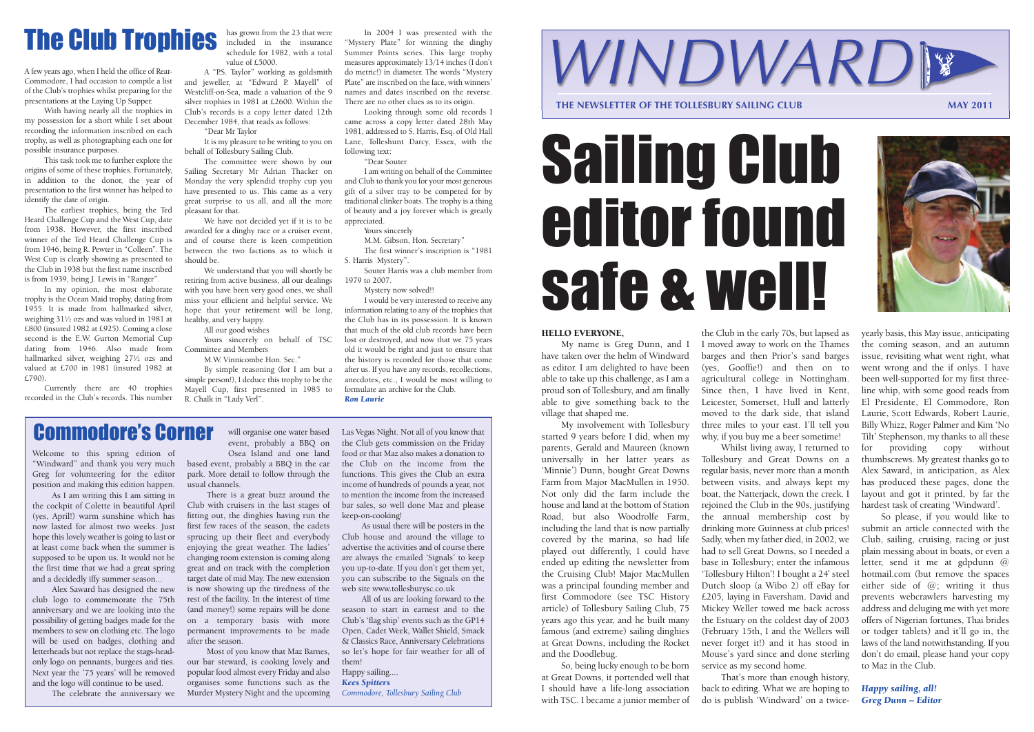# The Club Trophies

A few years ago, when I held the office of Rear-Commodore, I had occasion to compile a list of the Club's trophies whilst preparing for the presentations at the Laying Up Supper.

With having nearly all the trophies in my possession for a short while I set about recording the information inscribed on each trophy, as well as photographing each one for possible insurance purposes.

This task took me to further explore the origins of some of these trophies. Fortunately, in addition to the donor, the year of presentation to the first winner has helped to identify the date of origin.

The earliest trophies, being the Ted Heard Challenge Cup and the West Cup, date from 1938. However, the first inscribed winner of the Ted Heard Challenge Cup is from 1946, being R. Pewter in "Colleen". The West Cup is clearly showing as presented to the Club in 1938 but the first name inscribed is from 1939, being J. Lewis in "Ranger".

In my opinion, the most elaborate trophy is the Ocean Maid trophy, dating from 1955. It is made from hallmarked silver, weighing 31½ ozs and was valued in 1981 at £800 (insured 1982 at £925). Coming a close second is the E.W. Gurton Memorial Cup dating from 1946. Also made from hallmarked silver, weighing 27½ ozs and valued at £700 in 1981 (insured 1982 at £790).

Currently there are 40 trophies recorded in the Club's records. This number has grown from the 23 that were included in the insurance schedule for 1982, with a total value of £5000.

A "P.S. Taylor" working as goldsmith and jeweller, at "Edward P. Mayell" of Westcliff-on-Sea, made a valuation of the 9 silver trophies in 1981 at £2600. Within the Club's records is a copy letter dated 12th December 1984, that reads as follows:

"Dear Mr Taylor

It is my pleasure to be writing to you on behalf of Tollesbury Sailing Club.

The committee were shown by our Sailing Secretary Mr Adrian Thacker on Monday the very splendid trophy cup you have presented to us. This came as a very great surprise to us all, and all the more pleasant for that.

We have not decided yet if it is to be awarded for a dinghy race or a cruiser event, and of course there is keen competition between the two factions as to which it should be.

We understand that you will shortly be retiring from active business, all our dealings with you have been very good ones, we shall miss your efficient and helpful service. We hope that your retirement will be long, healthy, and very happy.

All our good wishes

Yours sincerely on behalf of TSC Committee and Members

M.W. Vinnicombe Hon. Sec."

By simple reasoning (for I am but a simple person!), I deduce this trophy to be the Mayell Cup, first presented in 1985 to R. Chalk in "Lady Verl".

In 2004 I was presented with the "Mystery Plate" for winning the dinghy Summer Points series. This large trophy measures approximately 13/14 inches (I don't do metric!) in diameter. The words "Mystery Plate" are inscribed on the face, with winners' names and dates inscribed on the reverse. There are no other clues as to its origin.

Looking through some old records I came across a copy letter dated 28th May 1981, addressed to S. Harris, Esq. of Old Hall Lane, Tolleshunt Darcy, Essex, with the following text:

"Dear Souter

I am writing on behalf of the Committee and Club to thank you for your most generous gift of a silver tray to be competed for by traditional clinker boats. The trophy is a thing of beauty and a joy forever which is greatly appreciated.

Yours sincerely

M.M. Gibson, Hon. Secretary"

The first winner's inscription is "1981 S. Harris Mystery".

Souter Harris was a club member from 1979 to 2007.

Mystery now solved!!

I would be very interested to receive any information relating to any of the trophies that the Club has in its possession. It is known that much of the old club records have been lost or destroyed, and now that we 75 years old it would be right and just to ensure that the history is recorded for those that come after us. If you have any records, recollections, anecdotes, etc., I would be most willing to formulate an archive for the Club.

***Ron Laurie***

# Commodore's Corner

Welcome to this spring edition of "Windward" and thank you very much Greg for volunteering for the editor position and making this edition happen.

As I am writing this I am sitting in the cockpit of Colette in beautiful April (yes, April!) warm sunshine which has now lasted for almost two weeks. Just hope this lovely weather is going to last or at least come back when the summer is supposed to be upon us. It would not be the first time that we had a great spring and a decidedly iffy summer season...

Alex Saward has designed the new club logo to commemorate the 75th anniversary and we are looking into the possibility of getting badges made for the members to sew on clothing etc. The logo will be used on badges, clothing and letterheads but not replace the stags-head-only logo on pennants, burgees and ties. Next year the '75 years' will be removed and the logo will continue to be used.

The celebrate the anniversary we will organise one water based event, probably a BBQ on Osea Island and one land based event, probably a BBQ in the car park. More detail to follow through the usual channels.

There is a great buzz around the Club with cruisers in the last stages of fitting out, the dinghies having run the first few races of the season, the cadets sprucing up their fleet and everybody enjoying the great weather. The ladies' changing room extension is coming along great and on track with the completion target date of mid May. The new extension is now showing up the tiredness of the rest of the facility. In the interest of time (and money!) some repairs will be done on a temporary basis with more permanent improvements to be made after the season.

Most of you know that Maz Barnes, our bar steward, is cooking lovely and popular food almost every Friday and also organises some functions such as the Murder Mystery Night and the upcoming Las Vegas Night. Not all of you know that the Club gets commission on the Friday food or that Maz also makes a donation to the Club on the income from the functions. This gives the Club an extra income of hundreds of pounds a year, not to mention the income from the increased bar sales, so well done Maz and please keep-on-cooking!

As usual there will be posters in the Club house and around the village to advertise the activities and of course there are always the emailed 'Signals' to keep you up-to-date. If you don't get them yet, you can subscribe to the Signals on the web site www.tollesburysc.co.uk

All of us are looking forward to the season to start in earnest and to the Club's 'flag ship' events such as the GP14 Open, Cadet Week, Wallet Shield, Smack & Classics Race, Anniversary Celebrations so let's hope for fair weather for all of them!

Happy sailing....

***Kees Spitters***

*Commodore, Tollesbury Sailing Club*

# WINDWARD

**THE NEWSLETTER OF THE TOLLESBURY SAILING CLUB** — **MAY 2011**

# Sailing Club editor found safe & well!

**HELLO EVERYONE,**

My name is Greg Dunn, and I have taken over the helm of Windward as editor. I am delighted to have been able to take up this challenge, as I am a proud son of Tollesbury, and am finally able to give something back to the village that shaped me.

My involvement with Tollesbury started 9 years before I did, when my parents, Gerald and Maureen (known universally in her latter years as 'Minnie') Dunn, bought Great Downs Farm from Major MacMullen in 1950. Not only did the farm include the house and land at the bottom of Station Road, but also Woodrolfe Farm, including the land that is now partially covered by the marina, so had life played out differently, I could have ended up editing the newsletter from the Cruising Club! Major MacMullen was a principal founding member and first Commodore (see TSC History article) of Tollesbury Sailing Club, 75 years ago this year, and he built many famous (and extreme) sailing dinghies at Great Downs, including the Rocket and the Doodlebug.

So, being lucky enough to be born at Great Downs, it portended well that I should have a life-long association with TSC. I became a junior member of the Club in the early 70s, but lapsed as I moved away to work on the Thames barges and then Prior's sand barges (yes, Gooffie!) and then on to agricultural college in Nottingham. Since then, I have lived in Kent, Leicester, Somerset, Hull and latterly moved to the dark side, that island three miles to your east. I'll tell you why, if you buy me a beer sometime!

Whilst living away, I returned to Tollesbury and Great Downs on a regular basis, never more than a month between visits, and always kept my boat, the Natterjack, down the creek. I rejoined the Club in the 90s, justifying the annual membership cost by drinking more Guinness at club prices! Sadly, when my father died, in 2002, we had to sell Great Downs, so I needed a base in Tollesbury; enter the infamous 'Tollesbury Hilton'! I bought a 24' steel Dutch sloop (a Wibo 2) off eBay for £205, laying in Faversham. David and Mickey Weller towed me back across the Estuary on the coldest day of 2003 (February 15th, I and the Wellers will never forget it!) and it has stood in Mouse's yard since and done sterling service as my second home.

That's more than enough history, back to editing. What we are hoping to do is publish 'Windward' on a twice-yearly basis, this May issue, anticipating the coming season, and an autumn issue, revisiting what went right, what went wrong and the if onlys. I have been well-supported for my first three-line whip, with some good reads from El Presidente, El Commodore, Ron Laurie, Scott Edwards, Robert Laurie, Billy Whizz, Roger Palmer and Kim 'No Tilt' Stephenson, my thanks to all these for providing copy without thumbscrews. My greatest thanks go to Alex Saward, in anticipation, as Alex has produced these pages, done the layout and got it printed, by far the hardest task of creating 'Windward'.

So please, if you would like to submit an article connected with the Club, sailing, cruising, racing or just plain messing about in boats, or even a letter, send it me at gdpdunn @ hotmail.com (but remove the spaces either side of @; writing it thus prevents webcrawlers harvesting my address and deluging me with yet more offers of Nigerian fortunes, Thai brides or todger tablets) and it'll go in, the laws of the land notwithstanding. If you don't do email, please hand your copy to Maz in the Club.

***Happy sailing, all!***
***Greg Dunn – Editor***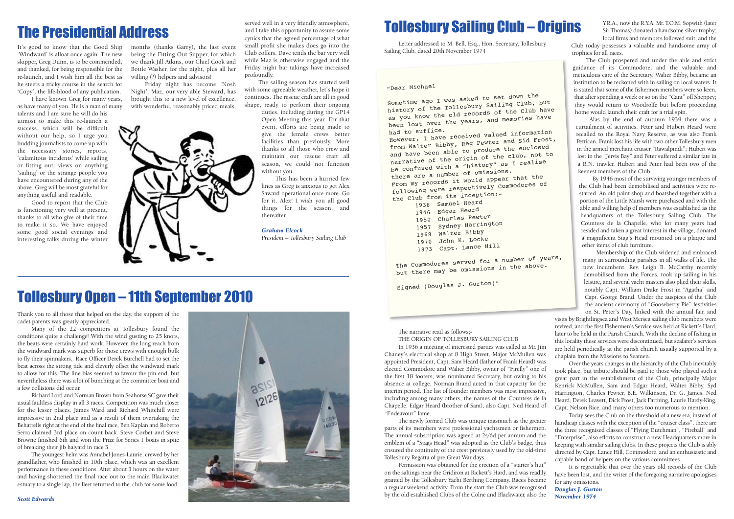# The Presidential Address

It's good to know that the Good Ship 'Windward' is afloat once again. The new skipper, Greg Dunn, is to be commended, and thanked, for being responsible for the re-launch, and I wish him all the best as he steers a tricky course in the search for 'Copy', the life-blood of any publication.

I have known Greg for many years, as have many of you. He is a man of many talents and I am sure he will do his utmost to make this re-launch a success, which will be difficult without our help, so I urge you budding journalists to come up with the necessary stories, reports, 'calamitous incidents' while sailing or fitting out, views on anything 'sailing' or the strange people you have encountered during any of the above. Greg will be most grateful for anything useful and readable.

Good to report that the Club is functioning very well at present, thanks to all who give of their time to make it so. We have enjoyed some good social evenings and interesting talks during the winter months (thanks Garry), the last event being the Fitting Out Supper, for which we thank Jill Atkins, our Chief Cook and Bottle Washer, for the night, plus all her willing (?) helpers and advisors!

Friday night has become 'Nosh Night'. Maz, our very able Steward, has brought this to a new level of excellence, with wonderful, reasonably priced meals, served well in a very friendly atmosphere, and I take this opportunity to assure some cynics that the agreed percentage of what small profit she makes does go into the Club coffers. Dave tends the bar very well while Maz is otherwise engaged and the Friday night bar takings have increased profoundly.

The sailing season has started well with some agreeable weather, let's hope it continues. The rescue craft are all in good shape, ready to perform their ongoing duties, including during the GP14 Open Meeting this year. For that event, efforts are being made to give the female crews better facilities than previously. More thanks to all those who crew and maintain our rescue craft all season, we could not function without you.

This has been a hurried few lines as Greg is anxious to get Alex Saward operational once more. Go for it, Alex! I wish you all good things for the season, and thereafter.

*Graham Elcock*
*President – Tollesbury Sailing Club*

# Tollesbury Open – 11th September 2010

Thank you to all those that helped on the day, the support of the cadet parents was greatly appreciated.

Many of the 22 competitors at Tollesbury found the conditions quite a challenge! With the wind gusting to 25 knots, the beats were certainly hard work. However, the long reach from the windward mark was superb for those crews with enough bulk to fly their spinnakers. Race Officer Derek Burchell had to set the beat across the strong tide and cleverly offset the windward mark to allow for this. The line bias seemed to favour the pin end, but nevertheless there was a lot of bunching at the committee boat and a few collisions did occur.

Richard Lord and Norman Brown from Seahorse SC gave their usual faultless display in all 3 races. Competition was much closer for the lesser places. James Ward and Richard Whitehill were impressive in 2nd place and as a result of them overtaking the Beharrells right at the end of the final race, Ben Kaplan and Roberto Serra claimed 3rd place on count back. Steve Corbet and Steve Browne finished 6th and won the Prize for Series 1 boats in spite of breaking their jib halyard in race 3.

The youngest helm was Annabel Jones-Laurie, crewed by her grandfather, who finished in 10th place, which was an excellent performance in these conditions. After about 3 hours on the water and having shortened the final race out to the main Blackwater estuary to a single lap, the fleet returned to the club for some food.

*Scott Edwards*

# Tollesbury Sailing Club – Origins

Letter addressed to M. Bell, Esq., Hon. Secretary, Tollesbury Sailing Club, dated 20th November 1974

"Dear Michael

Sometime ago I was asked to set down the history of the Tollesbury Sailing Club, but as you know the old records of the Club have been lost over the years, and memories have had to suffice.
However, I have received valued information from Walter Bibby, Reg Pewter and Sid Frost, and have been able to produce the enclosed narrative of the origin of the club, not to be confused with a "history" as I realise there are a number of omissions.
From my records it would appear that the following were respectively Commodores of the Club from its inception:-

1936 Samuel Heard
1946 Edgar Heard
1950 Charles Pewter
1957 Sydney Harrington
1968 Walter Bibby
1970 John K. Locke
1973 Capt. Lance Hill

The Commodores served for a number of years, but there may be omissions in the above.

Signed (Douglas J. Gurton)"

The narrative read as follows;-
THE ORIGIN OF TOLLESBURY SAILING CLUB

In 1936 a meeting of interested parties was called at Mr. Jim Chaney's electrical shop at 8 High Street, Major McMullen was appointed President, Capt. Sam Heard (father of Frank Heard) was elected Commodore and Walter Bibby, owner of "Firefly" one of the first 18 footers, was nominated Secretary, but owing to his absence at college, Norman Brand acted in that capacity for the interim period. The list of founder members was most impressive, including among many others, the names of the Countess de la Chapelle, Edgar Heard (brother of Sam), also Capt. Ned Heard of "Endeavour" fame.

The newly formed Club was unique inasmuch as the greater parts of its members were professional yachtsmen or fishermen. The annual subscription was agreed at 2s/6d per annum and the emblem of a "Stags Head" was adopted as the Club's badge, thus ensured the continuity of the crest previously used by the old-time Tollesbury Regatta of pre Great War days.

Permission was obtained for the erection of a "starter's hut" on the saltings near the Gridiron at Rickett's Hard, and was readily granted by the Tollesbury Yacht Berthing Company. Races became a regular weekend activity. From the start the Club was recognised by the old established Clubs of the Colne and Blackwater, also the Y.R.A., now the R.Y.A. Mr. T.O.M. Sopwith (later Sir Thomas) donated a handsome silver trophy; local firms and members followed suit; and the Club today possesses a valuable and handsome array of trophies for all races.

The Club prospered and under the able and strict guidance of its Commodore, and the valuable and meticulous care of the Secretary, Walter Bibby, became an institution to be reckoned with in sailing on local waters. It is stated that some of the fishermen members were so keen, that after spending a week or so on the "Cant" off Sheppey; they would return to Woodrolfe but before proceeding home would launch their craft for a trial spin.

Alas by the end of autumn 1939 there was a curtailment of activities. Peter and Hubert Heard were recalled to the Royal Navy Reserve, as was also Frank Pettican. Frank lost his life with two other Tollesbury men in the armed merchant cruiser "Rawalpindi"; Hubert was lost in the "Jervis Bay" and Peter suffered a similar fate in a R.N. trawler. Hubert and Peter had been two of the keenest members of the Club.

By 1946 most of the surviving younger members of the Club had been demobilised and activities were re-started. An old paint shop and boatshed together with a portion of the Little Marsh were purchased and with the able and willing help of members was established as the headquarters of the Tollesbury Sailing Club. The Countess de la Chapelle, who for many years had resided and taken a great interest in the village, donated a magnificent Stag's Head mounted on a plaque and other items of club furniture.

Membership of the Club widened and embraced many in surrounding parishes in all walks of life. The new incumbent, Rev. Leigh B. McCarthy recently demobilised from the Forces, took up sailing in his leisure, and several yacht masters also plied their skills, notably Capt. William Drake Frost in "Agatha" and Capt. George Brand. Under the auspices of the Club the ancient ceremony of "Gooseberry Pie" festivities on St. Peter's Day, linked with the annual fair, and visits by Brightlingsea and West Mersea sailing club members were revived, and the first Fishermen's Service was held at Rickett's Hard, later to be held in the Parish Church. With the decline of fishing in this locality these services were discontinued, but seafarer's services are held periodically at the parish church usually supported by a chaplain from the Missions to Seamen.

Over the years changes in the hierarchy of the Club inevitably took place, but tribute should be paid to those who played such a great part in the establishment of the Club, principally Major Kenrick McMullen, Sam and Edgar Heard, Walter Bibby, Syd Harrington, Charles Pewter, B.E. Wilkinson, Dr. G. James, Ned Heard, Derek Leavett, Dick Frost, Jack Farthing, Laurie Hardy-King, Capt. Nelson Rice, and many others too numerous to mention.

Today sees the Club on the threshold of a new era, instead of handicap classes with the exception of the "cruiser class", there are the three recognised classes of "Flying Dutchman", "Fireball" and "Enterprise", also efforts to construct a new Headquarters more in keeping with similar sailing clubs. In these projects the Club is ably directed by Capt. Lance Hill, Commodore, and an enthusiastic and capable band of helpers on the various committees.

It is regrettable that over the years old records of the Club have been lost, and the writer of the foregoing narrative apologises for any omissions.

*Douglas J. Gurton*
*November 1974*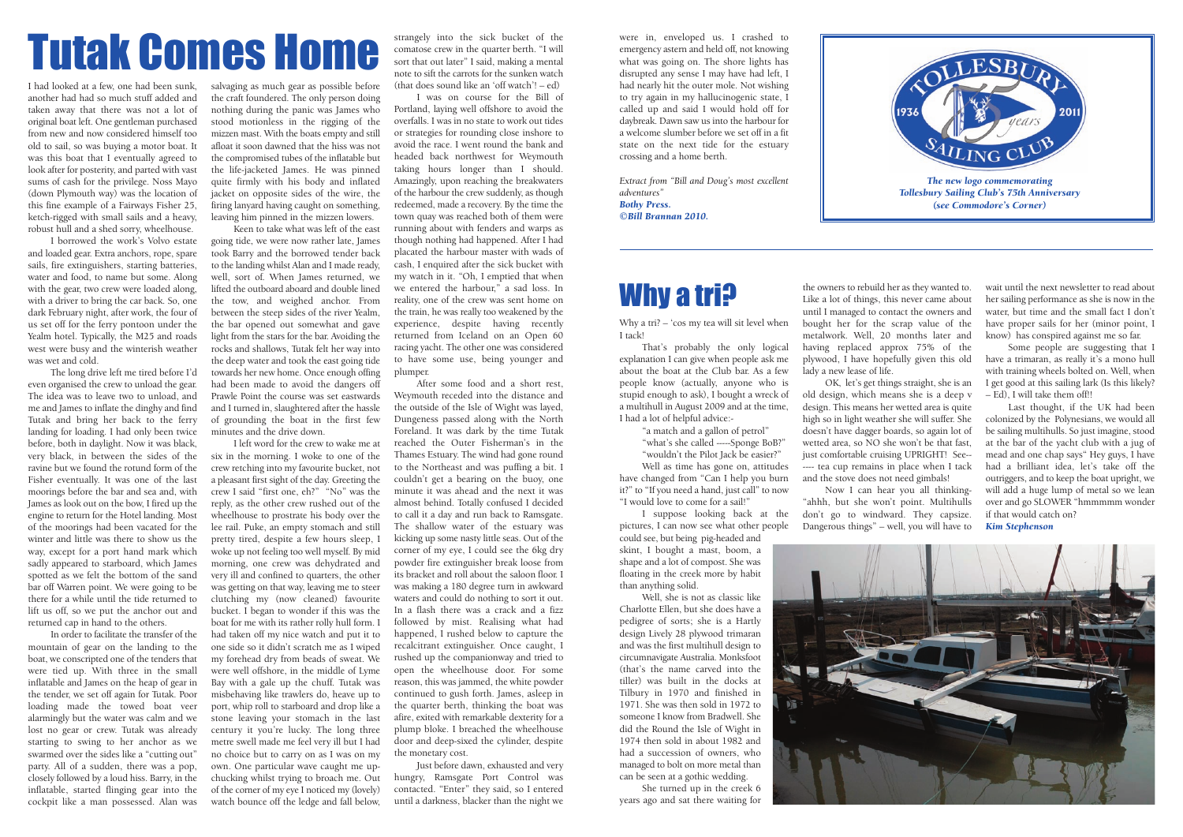# Tutak Comes Home

I had looked at a few, one had been sunk, another had had so much stuff added and taken away that there was not a lot of original boat left. One gentleman purchased from new and now considered himself too old to sail, so was buying a motor boat. It was this boat that I eventually agreed to look after for posterity, and parted with vast sums of cash for the privilege. Noss Mayo (down Plymouth way) was the location of this fine example of a Fairways Fisher 25, ketch-rigged with small sails and a heavy, robust hull and a shed sorry, wheelhouse.

I borrowed the work's Volvo estate and loaded gear. Extra anchors, rope, spare sails, fire extinguishers, starting batteries, water and food, to name but some. Along with the gear, two crew were loaded along, with a driver to bring the car back. So, one dark February night, after work, the four of us set off for the ferry pontoon under the Yealm hotel. Typically, the M25 and roads west were busy and the winterish weather was wet and cold.

The long drive left me tired before I'd even organised the crew to unload the gear. The idea was to leave two to unload, and me and James to inflate the dinghy and find Tutak and bring her back to the ferry landing for loading. I had only been twice before, both in daylight. Now it was black, very black, in between the sides of the ravine but we found the rotund form of the Fisher eventually. It was one of the last moorings before the bar and sea and, with James as look out on the bow, I fired up the engine to return for the Hotel landing. Most of the moorings had been vacated for the winter and little was there to show us the way, except for a port hand mark which sadly appeared to starboard, which James spotted as we felt the bottom of the sand bar off Warren point. We were going to be there for a while until the tide returned to lift us off, so we put the anchor out and returned cap in hand to the others.

In order to facilitate the transfer of the mountain of gear on the landing to the boat, we conscripted one of the tenders that were tied up. With three in the small inflatable and James on the heap of gear in the tender, we set off again for Tutak. Poor loading made the towed boat veer alarmingly but the water was calm and we lost no gear or crew. Tutak was already starting to swing to her anchor as we swarmed over the sides like a "cutting out" party. All of a sudden, there was a pop, closely followed by a loud hiss. Barry, in the inflatable, started flinging gear into the cockpit like a man possessed. Alan was salvaging as much gear as possible before the craft foundered. The only person doing nothing during the panic was James who stood motionless in the rigging of the mizzen mast. With the boats empty and still afloat it soon dawned that the hiss was not the compromised tubes of the inflatable but the life-jacketed James. He was pinned quite firmly with his body and inflated jacket on opposite sides of the wire, the firing lanyard having caught on something, leaving him pinned in the mizzen lowers.

Keen to take what was left of the east going tide, we were now rather late, James took Barry and the borrowed tender back to the landing whilst Alan and I made ready, well, sort of. When James returned, we lifted the outboard aboard and double lined the tow, and weighed anchor. From between the steep sides of the river Yealm, the bar opened out somewhat and gave light from the stars for the bar. Avoiding the rocks and shallows, Tutak felt her way into the deep water and took the east going tide towards her new home. Once enough offing had been made to avoid the dangers off Prawle Point the course was set eastwards and I turned in, slaughtered after the hassle of grounding the boat in the first few minutes and the drive down.

I left word for the crew to wake me at six in the morning. I woke to one of the crew retching into my favourite bucket, not a pleasant first sight of the day. Greeting the crew I said "first one, eh?" "No" was the reply, as the other crew rushed out of the wheelhouse to prostrate his body over the lee rail. Puke, an empty stomach and still pretty tired, despite a few hours sleep, I woke up not feeling too well myself. By mid morning, one crew was dehydrated and very ill and confined to quarters, the other was getting on that way, leaving me to steer clutching my (now cleaned) favourite bucket. I began to wonder if this was the boat for me with its rather rolly hull form. I had taken off my nice watch and put it to one side so it didn't scratch me as I wiped my forehead dry from beads of sweat. We were well offshore, in the middle of Lyme Bay with a gale up the chuff. Tutak was misbehaving like trawlers do, heave up to port, whip roll to starboard and drop like a stone leaving your stomach in the last century it you're lucky. The long three metre swell made me feel very ill but I had no choice but to carry on as I was on my own. One particular wave caught me up-chucking whilst trying to broach me. Out of the corner of my eye I noticed my (lovely) watch bounce off the ledge and fall below, strangely into the sick bucket of the comatose crew in the quarter berth. "I will sort that out later" I said, making a mental note to sift the carrots for the sunken watch (that does sound like an 'off watch'! – ed)

I was on course for the Bill of Portland, laying well offshore to avoid the overfalls. I was in no state to work out tides or strategies for rounding close inshore to avoid the race. I went round the bank and headed back northwest for Weymouth taking hours longer than I should. Amazingly, upon reaching the breakwaters of the harbour the crew suddenly, as though redeemed, made a recovery. By the time the town quay was reached both of them were running about with fenders and warps as though nothing had happened. After I had placated the harbour master with wads of cash, I enquired after the sick bucket with my watch in it. "Oh, I emptied that when we entered the harbour," a sad loss. In reality, one of the crew was sent home on the train, he was really too weakened by the experience, despite having recently returned from Iceland on an Open 60 racing yacht. The other one was considered to have some use, being younger and plumper.

After some food and a short rest, Weymouth receded into the distance and the outside of the Isle of Wight was layed, Dungeness passed along with the North Foreland. It was dark by the time Tutak reached the Outer Fisherman's in the Thames Estuary. The wind had gone round to the Northeast and was puffing a bit. I couldn't get a bearing on the buoy, one minute it was ahead and the next it was almost behind. Totally confused I decided to call it a day and run back to Ramsgate. The shallow water of the estuary was kicking up some nasty little seas. Out of the corner of my eye, I could see the 6kg dry powder fire extinguisher break loose from its bracket and roll about the saloon floor. I was making a 180 degree turn in awkward waters and could do nothing to sort it out. In a flash there was a crack and a fizz followed by mist. Realising what had happened, I rushed below to capture the recalcitrant extinguisher. Once caught, I rushed up the companionway and tried to open the wheelhouse door. For some reason, this was jammed, the white powder continued to gush forth. James, asleep in the quarter berth, thinking the boat was afire, exited with remarkable dexterity for a plump bloke. I breached the wheelhouse door and deep-sixed the cylinder, despite the monetary cost.

Just before dawn, exhausted and very hungry, Ramsgate Port Control was contacted. "Enter" they said, so I entered until a darkness, blacker than the night we were in, enveloped us. I crashed to emergency astern and held off, not knowing what was going on. The shore lights has disrupted any sense I may have had left, I had nearly hit the outer mole. Not wishing to try again in my hallucinogenic state, I called up and said I would hold off for daybreak. Dawn saw us into the harbour for a welcome slumber before we set off in a fit state on the next tide for the estuary crossing and a home berth.

*Extract from "Bill and Doug's most excellent adventures"*
***Bothy Press.***
***©Bill Brannan 2010.***

***The new logo commemorating Tollesbury Sailing Club's 75th Anniversary (see Commodore's Corner)***

# Why a tri?

Why a tri? – 'cos my tea will sit level when I tack!

That's probably the only logical explanation I can give when people ask me about the boat at the Club bar. As a few people know (actually, anyone who is stupid enough to ask), I bought a wreck of a multihull in August 2009 and at the time, I had a lot of helpful advice:-

"a match and a gallon of petrol"
"what's she called -----Sponge BoB?"
"wouldn't the Pilot Jack be easier?"

Well as time has gone on, attitudes have changed from "Can I help you burn it?" to "If you need a hand, just call" to now "I would love to come for a sail!"

I suppose looking back at the pictures, I can now see what other people could see, but being pig-headed and skint, I bought a mast, boom, a shape and a lot of compost. She was floating in the creek more by habit than anything solid.

Well, she is not as classic like Charlotte Ellen, but she does have a pedigree of sorts; she is a Hartly design Lively 28 plywood trimaran and was the first multihull design to circumnavigate Australia. Monksfoot (that's the name carved into the tiller) was built in the docks at Tilbury in 1970 and finished in 1971. She was then sold in 1972 to someone I know from Bradwell. She did the Round the Isle of Wight in 1974 then sold in about 1982 and had a succession of owners, who managed to bolt on more metal than can be seen at a gothic wedding.

She turned up in the creek 6 years ago and sat there waiting for the owners to rebuild her as they wanted to. Like a lot of things, this never came about until I managed to contact the owners and bought her for the scrap value of the metalwork. Well, 20 months later and having replaced approx 75% of the plywood, I have hopefully given this old lady a new lease of life.

OK, let's get things straight, she is an old design, which means she is a deep v design. This means her wetted area is quite high so in light weather she will suffer. She doesn't have dagger boards, so again lot of wetted area, so NO she won't be that fast, just comfortable cruising UPRIGHT! See------ tea cup remains in place when I tack and the stove does not need gimbals!

Now I can hear you all thinking- "ahhh, but she won't point. Multihulls don't go to windward. They capsize. Dangerous things" – well, you will have to wait until the next newsletter to read about her sailing performance as she is now in the water, but time and the small fact I don't have proper sails for her (minor point, I know) has conspired against me so far.

Some people are suggesting that I have a trimaran, as really it's a mono hull with training wheels bolted on. Well, when I get good at this sailing lark (Is this likely? – Ed), I will take them off!!

Last thought, if the UK had been colonized by the Polynesians, we would all be sailing multihulls. So just imagine, stood at the bar of the yacht club with a jug of mead and one chap says" Hey guys, I have had a brilliant idea, let's take off the outriggers, and to keep the boat upright, we will add a huge lump of metal so we lean over and go SLOWER "hmmmmm wonder if that would catch on?

***Kim Stephenson***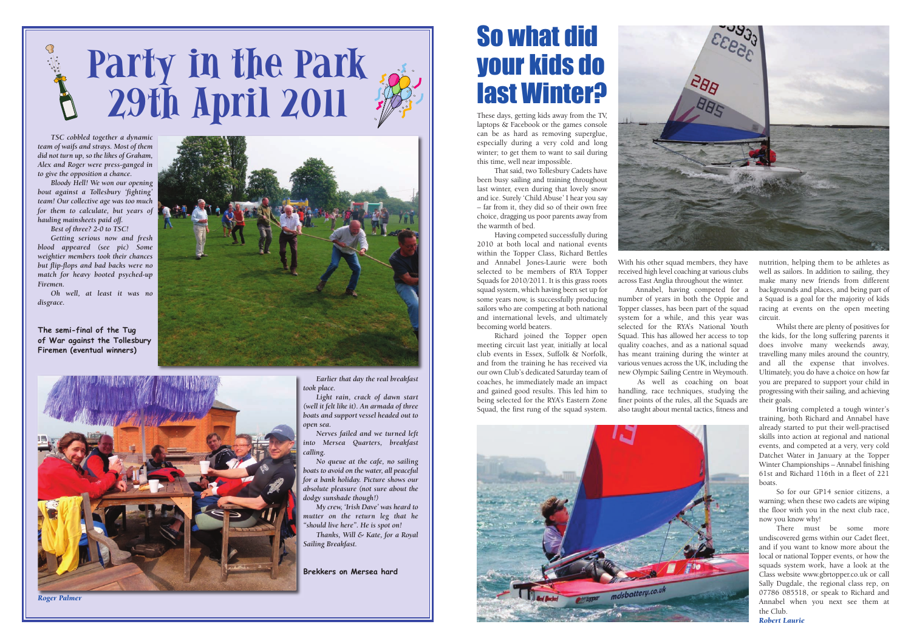# Party in the Park 29th April 2011

*TSC cobbled together a dynamic team of waifs and strays. Most of them did not turn up, so the likes of Graham, Alex and Roger were press-ganged in to give the opposition a chance.*

*Bloody Hell! We won our opening bout against a Tollesbury 'fighting' team! Our collective age was too much for them to calculate, but years of hauling mainsheets paid off.*

*Best of three? 2-0 to TSC!*

*Getting serious now and fresh blood appeared (see pic) Some weightier members took their chances but flip-flops and bad backs were no match for heavy booted psyched-up Firemen.*

*Oh well, at least it was no disgrace.*

**The semi-final of the Tug of War against the Tollesbury Firemen (eventual winners)**

*Earlier that day the real breakfast took place.*

*Light rain, crack of dawn start (well it felt like it). An armada of three boats and support vessel headed out to open sea.*

*Nerves failed and we turned left into Mersea Quarters, breakfast calling.*

*No queue at the cafe, no sailing boats to avoid on the water, all peaceful for a bank holiday. Picture shows our absolute pleasure (not sure about the dodgy sunshade though!)*

*My crew, 'Irish Dave' was heard to mutter on the return leg that he "should live here". He is spot on!*

*Thanks, Will & Kate, for a Royal Sailing Breakfast.*

**Brekkers on Mersea hard**

*Roger Palmer*

# So what did your kids do last Winter?

These days, getting kids away from the TV, laptops & Facebook or the games console can be as hard as removing superglue, especially during a very cold and long winter; to get them to want to sail during this time, well near impossible.

That said, two Tollesbury Cadets have been busy sailing and training throughout last winter, even during that lovely snow and ice. Surely 'Child Abuse' I hear you say – far from it, they did so of their own free choice, dragging us poor parents away from the warmth of bed.

Having competed successfully during 2010 at both local and national events within the Topper Class, Richard Bettles and Annabel Jones-Laurie were both selected to be members of RYA Topper Squads for 2010/2011. It is this grass roots squad system, which having been set up for some years now, is successfully producing sailors who are competing at both national and international levels, and ultimately becoming world beaters.

Richard joined the Topper open meeting circuit last year, initially at local club events in Essex, Suffolk & Norfolk, and from the training he has received via our own Club's dedicated Saturday team of coaches, he immediately made an impact and gained good results. This led him to being selected for the RYA's Eastern Zone Squad, the first rung of the squad system. With his other squad members, they have received high level coaching at various clubs across East Anglia throughout the winter.

Annabel, having competed for a number of years in both the Oppie and Topper classes, has been part of the squad system for a while, and this year was selected for the RYA's National Youth Squad. This has allowed her access to top quality coaches, and as a national squad has meant training during the winter at various venues across the UK, including the new Olympic Sailing Centre in Weymouth.

As well as coaching on boat handling, race techniques, studying the finer points of the rules, all the Squads are also taught about mental tactics, fitness and nutrition, helping them to be athletes as well as sailors. In addition to sailing, they make many new friends from different backgrounds and places, and being part of a Squad is a goal for the majority of kids racing at events on the open meeting circuit.

Whilst there are plenty of positives for the kids, for the long suffering parents it does involve many weekends away, travelling many miles around the country, and all the expense that involves. Ultimately, you do have a choice on how far you are prepared to support your child in progressing with their sailing, and achieving their goals.

Having completed a tough winter's training, both Richard and Annabel have already started to put their well-practised skills into action at regional and national events, and competed at a very, very cold Datchet Water in January at the Topper Winter Championships – Annabel finishing 61st and Richard 116th in a fleet of 221 boats.

So for our GP14 senior citizens, a warning; when these two cadets are wiping the floor with you in the next club race, now you know why!

There must be some more undiscovered gems within our Cadet fleet, and if you want to know more about the local or national Topper events, or how the squads system work, have a look at the Class website www.gbrtopper.co.uk or call Sally Dugdale, the regional class rep, on 07786 085518, or speak to Richard and Annabel when you next see them at the Club.

*Robert Laurie*